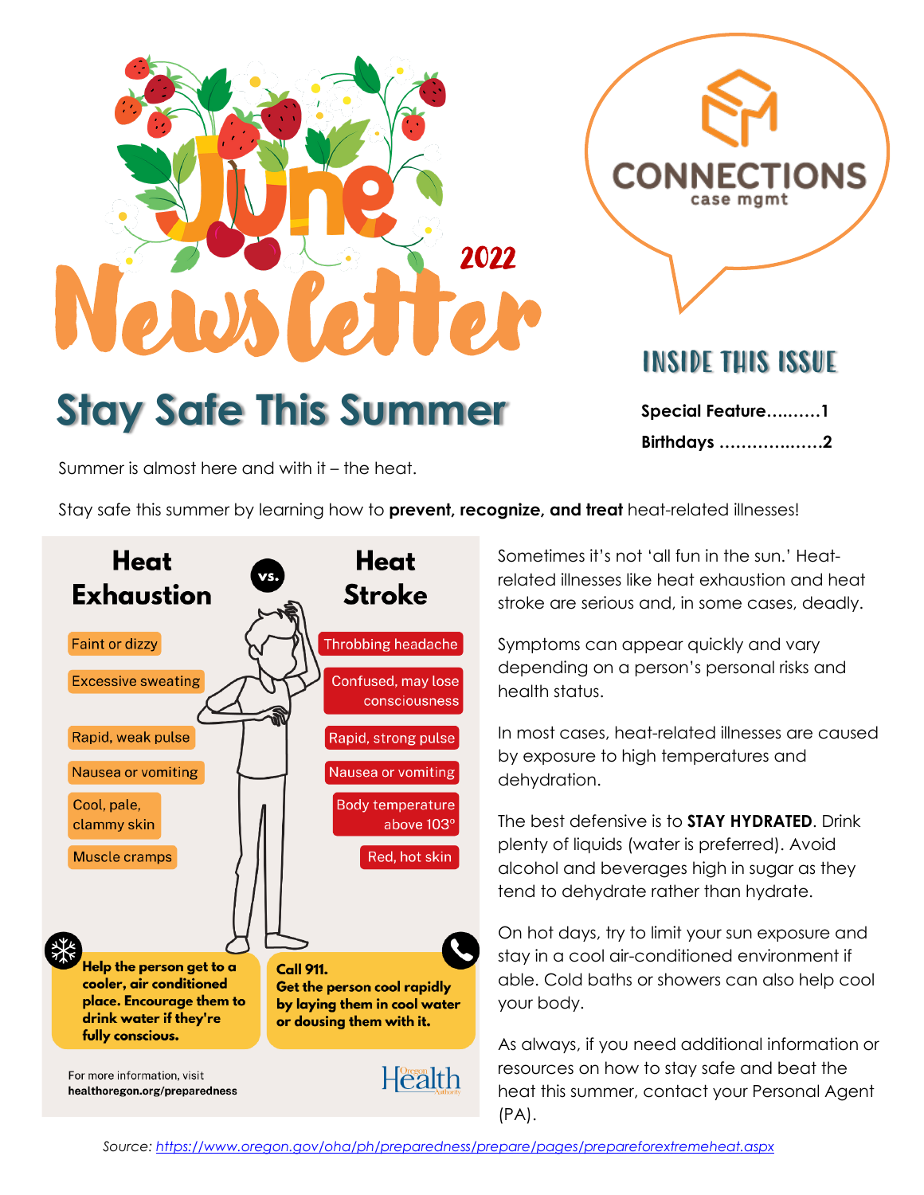# June Newsletter 2022

CONNECTIONS
case mgmt

## INSIDE THIS ISSUE

**Special Feature……….1**

**Birthdays ……………….2**

# Stay Safe This Summer

Summer is almost here and with it – the heat.

Stay safe this summer by learning how to **prevent, recognize, and treat** heat-related illnesses!

| Heat Exhaustion | Heat Stroke |
|---|---|
| Faint or dizzy | Throbbing headache |
| Excessive sweating | Confused, may lose consciousness |
| Rapid, weak pulse | Rapid, strong pulse |
| Nausea or vomiting | Nausea or vomiting |
| Cool, pale, clammy skin | Body temperature above 103° |
| Muscle cramps | Red, hot skin |
| **Help the person get to a cooler, air conditioned place. Encourage them to drink water if they're fully conscious.** | **Call 911. Get the person cool rapidly by laying them in cool water or dousing them with it.** |

For more information, visit **healthoregon.org/preparedness**

Oregon Health Authority

Sometimes it's not 'all fun in the sun.' Heat-related illnesses like heat exhaustion and heat stroke are serious and, in some cases, deadly.

Symptoms can appear quickly and vary depending on a person's personal risks and health status.

In most cases, heat-related illnesses are caused by exposure to high temperatures and dehydration.

The best defensive is to **STAY HYDRATED**. Drink plenty of liquids (water is preferred). Avoid alcohol and beverages high in sugar as they tend to dehydrate rather than hydrate.

On hot days, try to limit your sun exposure and stay in a cool air-conditioned environment if able. Cold baths or showers can also help cool your body.

As always, if you need additional information or resources on how to stay safe and beat the heat this summer, contact your Personal Agent (PA).

*Source: https://www.oregon.gov/oha/ph/preparedness/prepare/pages/prepareforextremeheat.aspx*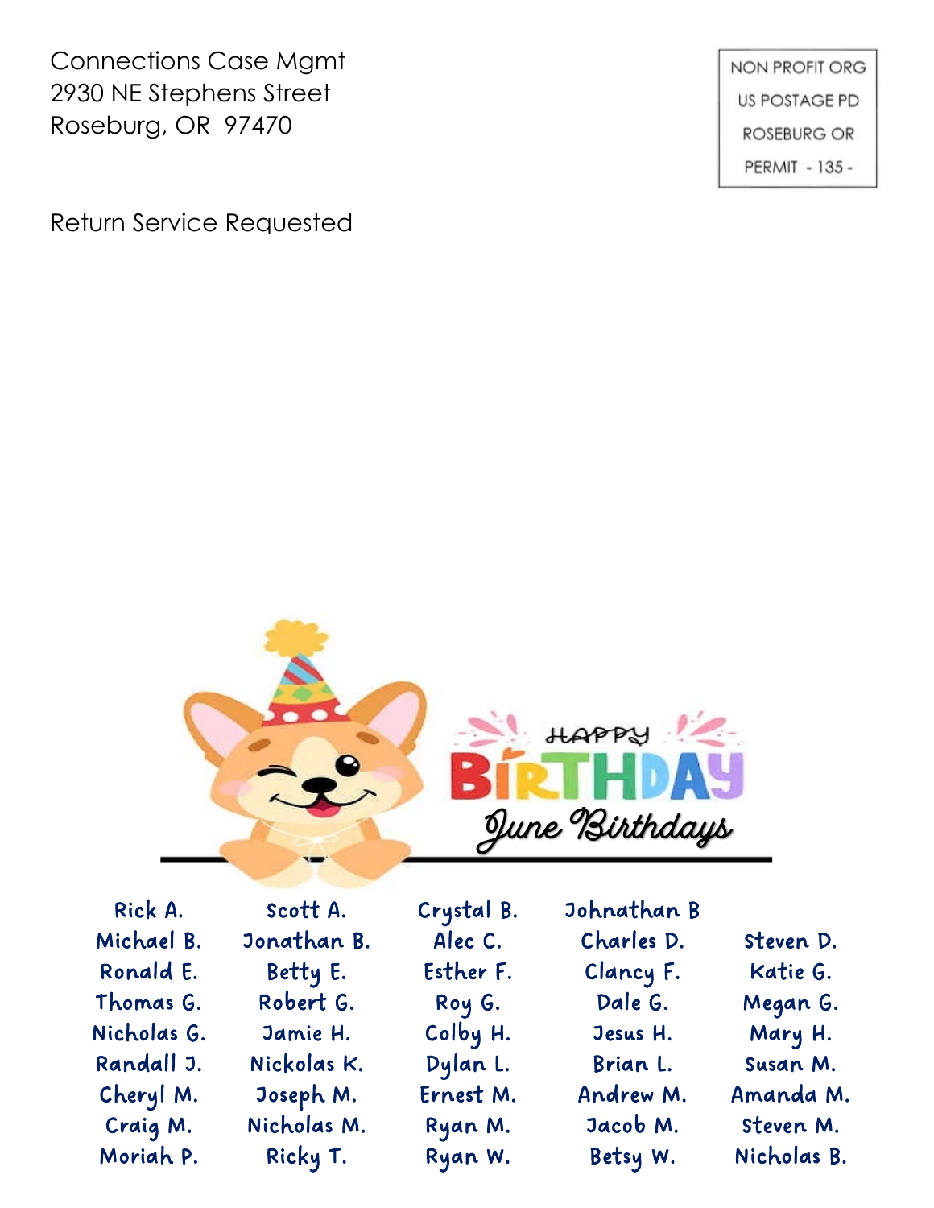Connections Case Mgmt
2930 NE Stephens Street
Roseburg, OR 97470

NON PROFIT ORG
US POSTAGE PD
ROSEBURG OR
PERMIT - 135 -

Return Service Requested

HAPPY BIRTHDAY

June Birthdays

| | | | | |
|---|---|---|---|---|
| Rick A. | Scott A. | Crystal B. | Johnathan B | |
| Michael B. | Jonathan B. | Alec C. | Charles D. | Steven D. |
| Ronald E. | Betty E. | Esther F. | Clancy F. | Katie G. |
| Thomas G. | Robert G. | Roy G. | Dale G. | Megan G. |
| Nicholas G. | Jamie H. | Colby H. | Jesus H. | Mary H. |
| Randall J. | Nickolas K. | Dylan L. | Brian L. | Susan M. |
| Cheryl M. | Joseph M. | Ernest M. | Andrew M. | Amanda M. |
| Craig M. | Nicholas M. | Ryan M. | Jacob M. | Steven M. |
| Moriah P. | Ricky T. | Ryan W. | Betsy W. | Nicholas B. |